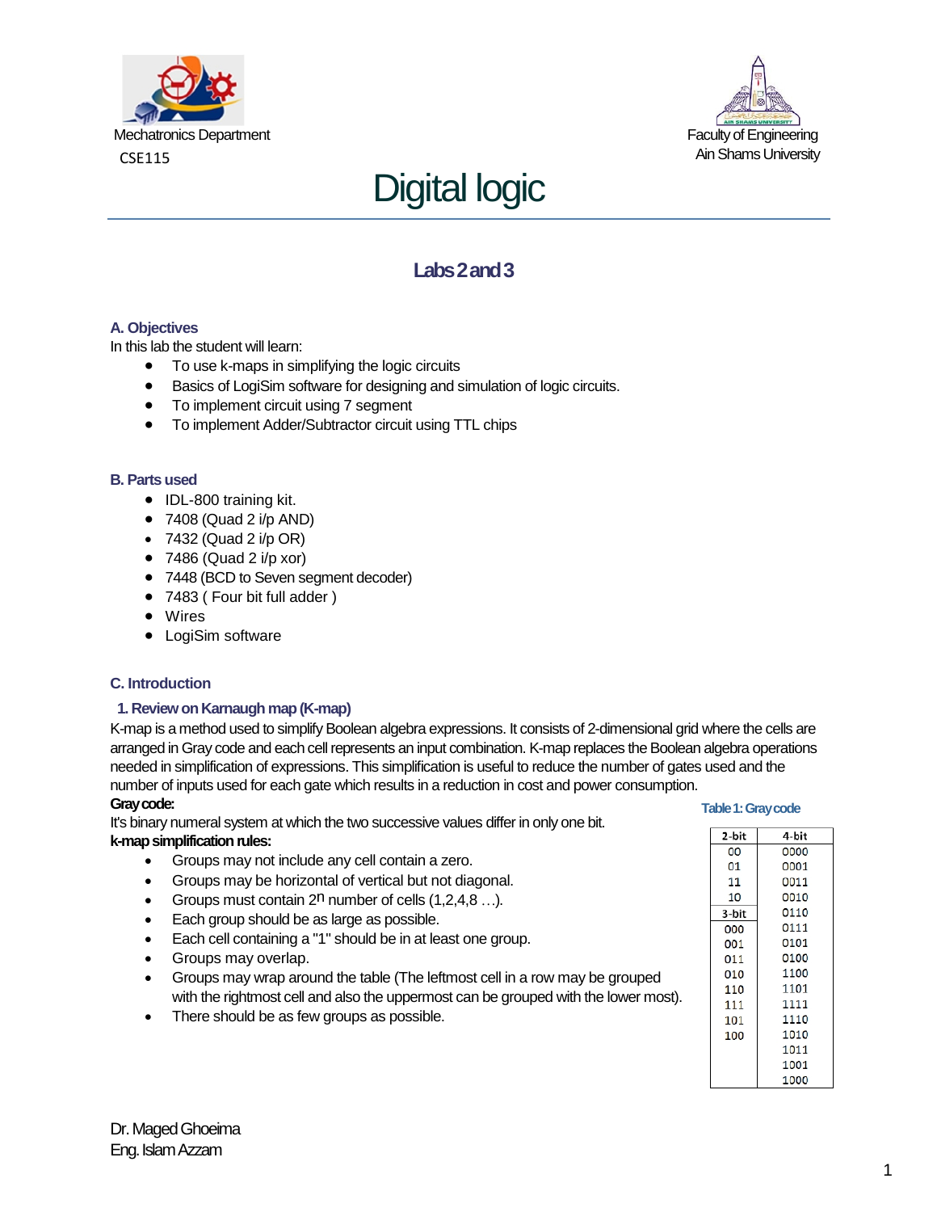Mechatronics Department
CSE115

Faculty of Engineering
Ain Shams University

# Digital logic

## Labs 2 and 3

### A. Objectives

In this lab the student will learn:

- To use k-maps in simplifying the logic circuits
- Basics of LogiSim software for designing and simulation of logic circuits.
- To implement circuit using 7 segment
- To implement Adder/Subtractor circuit using TTL chips

### B. Parts used

- IDL-800 training kit.
- 7408 (Quad 2 i/p AND)
- 7432 (Quad 2 i/p OR)
- 7486 (Quad 2 i/p xor)
- 7448 (BCD to Seven segment decoder)
- 7483 ( Four bit full adder )
- Wires
- LogiSim software

### C. Introduction

#### 1. Review on Karnaugh map (K-map)

K-map is a method used to simplify Boolean algebra expressions. It consists of 2-dimensional grid where the cells are arranged in Gray code and each cell represents an input combination. K-map replaces the Boolean algebra operations needed in simplification of expressions. This simplification is useful to reduce the number of gates used and the number of inputs used for each gate which results in a reduction in cost and power consumption.

**Gray code:**

It's binary numeral system at which the two successive values differ in only one bit.

**k-map simplification rules:**

- Groups may not include any cell contain a zero.
- Groups may be horizontal of vertical but not diagonal.
- Groups must contain $2^n$ number of cells (1,2,4,8 …).
- Each group should be as large as possible.
- Each cell containing a "1" should be in at least one group.
- Groups may overlap.
- Groups may wrap around the table (The leftmost cell in a row may be grouped with the rightmost cell and also the uppermost can be grouped with the lower most).
- There should be as few groups as possible.

Table 1: Gray code

| 2-bit | 4-bit |
|---|---|
| 00 | 0000 |
| 01 | 0001 |
| 11 | 0011 |
| 10 | 0010 |
| **3-bit** | 0110 |
| 000 | 0111 |
| 001 | 0101 |
| 011 | 0100 |
| 010 | 1100 |
| 110 | 1101 |
| 111 | 1111 |
| 101 | 1110 |
| 100 | 1010 |
| | 1011 |
| | 1001 |
| | 1000 |

Dr. Maged Ghoeima
Eng. Islam Azzam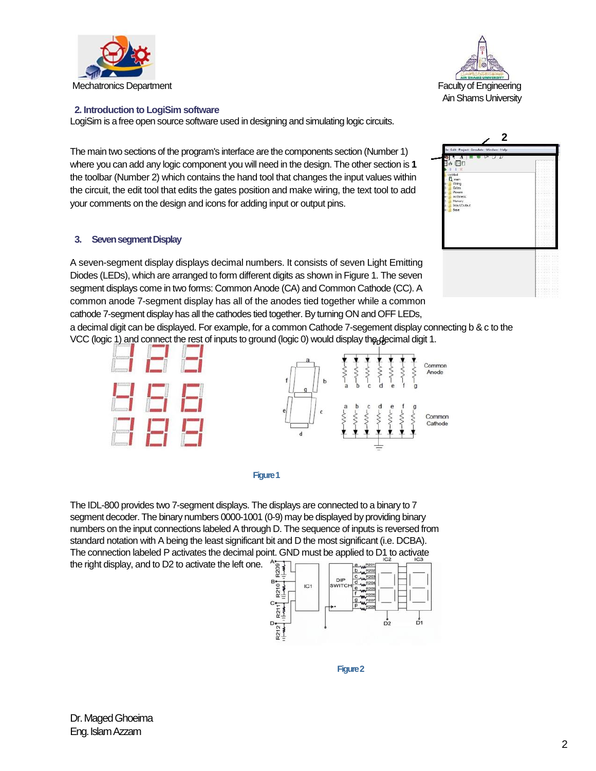## 2. Introduction to LogiSim software

LogiSim is a free open source software used in designing and simulating logic circuits.

The main two sections of the program's interface are the components section (Number 1) where you can add any logic component you will need in the design. The other section is the toolbar (Number 2) which contains the hand tool that changes the input values within the circuit, the edit tool that edits the gates position and make wiring, the text tool to add your comments on the design and icons for adding input or output pins.

## 3. Seven segment Display

A seven-segment display displays decimal numbers. It consists of seven Light Emitting Diodes (LEDs), which are arranged to form different digits as shown in Figure 1. The seven segment displays come in two forms: Common Anode (CA) and Common Cathode (CC). A common anode 7-segment display has all of the anodes tied together while a common cathode 7-segment display has all the cathodes tied together. By turning ON and OFF LEDs, a decimal digit can be displayed. For example, for a common Cathode 7-segement display connecting b & c to the VCC (logic 1) and connect the rest of inputs to ground (logic 0) would display the decimal digit 1.

Figure 1

The IDL-800 provides two 7-segment displays. The displays are connected to a binary to 7 segment decoder. The binary numbers 0000-1001 (0-9) may be displayed by providing binary numbers on the input connections labeled A through D. The sequence of inputs is reversed from standard notation with A being the least significant bit and D the most significant (i.e. DCBA). The connection labeled P activates the decimal point. GND must be applied to D1 to activate the right display, and to D2 to activate the left one.

Figure 2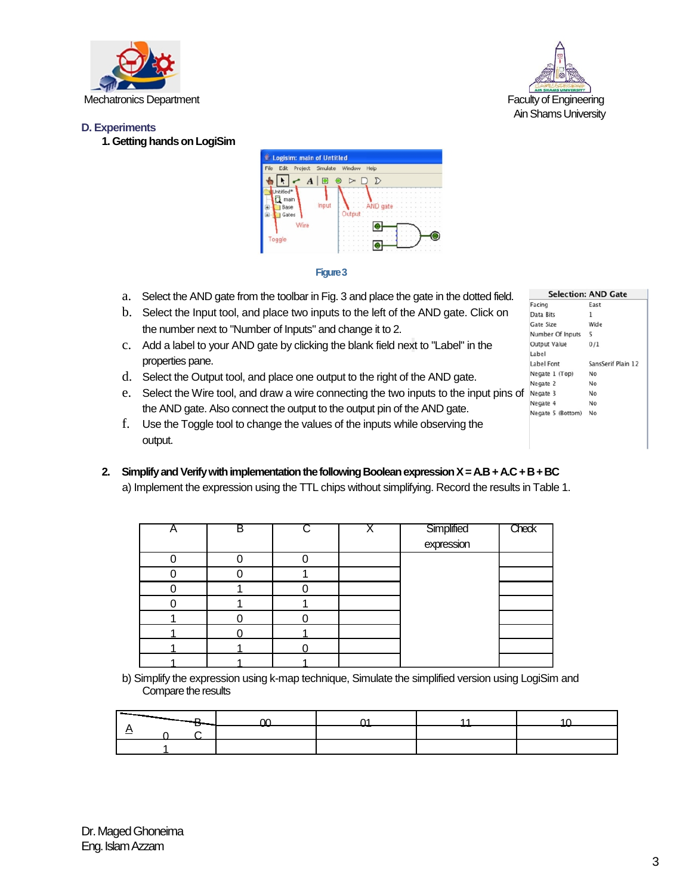Mechatronics Department

Faculty of Engineering
Ain Shams University

## D. Experiments

### 1. Getting hands on LogiSim

Figure 3

a. Select the AND gate from the toolbar in Fig. 3 and place the gate in the dotted field.

b. Select the Input tool, and place two inputs to the left of the AND gate. Click on the number next to "Number of Inputs" and change it to 2.

c. Add a label to your AND gate by clicking the blank field next to "Label" in the properties pane.

d. Select the Output tool, and place one output to the right of the AND gate.

e. Select the Wire tool, and draw a wire connecting the two inputs to the input pins of the AND gate. Also connect the output to the output pin of the AND gate.

f. Use the Toggle tool to change the values of the inputs while observing the output.

| Selection: AND Gate | |
|---|---|
| Facing | East |
| Data Bits | 1 |
| Gate Size | Wide |
| Number Of Inputs | 5 |
| Output Value | 0/1 |
| Label | |
| Label Font | SansSerif Plain 12 |
| Negate 1 (Top) | No |
| Negate 2 | No |
| Negate 3 | No |
| Negate 4 | No |
| Negate 5 (Bottom) | No |

### 2. Simplify and Verify with implementation the following Boolean expression X = A.B + A.C + B + BC

a) Implement the expression using the TTL chips without simplifying. Record the results in Table 1.

| A | B | C | X | Simplified expression | Check |
|---|---|---|---|---|---|
| 0 | 0 | 0 | | | |
| 0 | 0 | 1 | | | |
| 0 | 1 | 0 | | | |
| 0 | 1 | 1 | | | |
| 1 | 0 | 0 | | | |
| 1 | 0 | 1 | | | |
| 1 | 1 | 0 | | | |
| 1 | 1 | 1 | | | |

b) Simplify the expression using k-map technique, Simulate the simplified version using LogiSim and Compare the results

| A \ BC | 00 | 01 | 11 | 10 |
|---|---|---|---|---|
| 0 | | | | |
| 1 | | | | |

Dr. Maged Ghoneima
Eng. Islam Azzam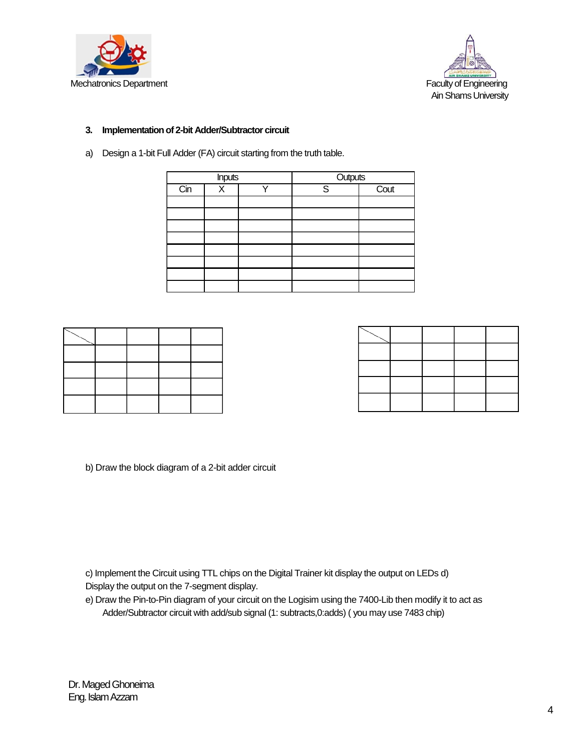Mechatronics Department

Faculty of Engineering
Ain Shams University

**3. Implementation of 2-bit Adder/Subtractor circuit**

a) Design a 1-bit Full Adder (FA) circuit starting from the truth table.

| Inputs | | | Outputs | |
|---|---|---|---|---|
| Cin | X | Y | S | Cout |
| | | | | |
| | | | | |
| | | | | |
| | | | | |
| | | | | |
| | | | | |
| | | | | |
| | | | | |

| | | | | |
|---|---|---|---|---|
| | | | | |
| | | | | |
| | | | | |
| | | | | |

| | | | | |
|---|---|---|---|---|
| | | | | |
| | | | | |
| | | | | |
| | | | | |

b) Draw the block diagram of a 2-bit adder circuit

c) Implement the Circuit using TTL chips on the Digital Trainer kit display the output on LEDs d) Display the output on the 7-segment display.

e) Draw the Pin-to-Pin diagram of your circuit on the Logisim using the 7400-Lib then modify it to act as Adder/Subtractor circuit with add/sub signal (1: subtracts,0:adds) ( you may use 7483 chip)

Dr. Maged Ghoneima
Eng. Islam Azzam